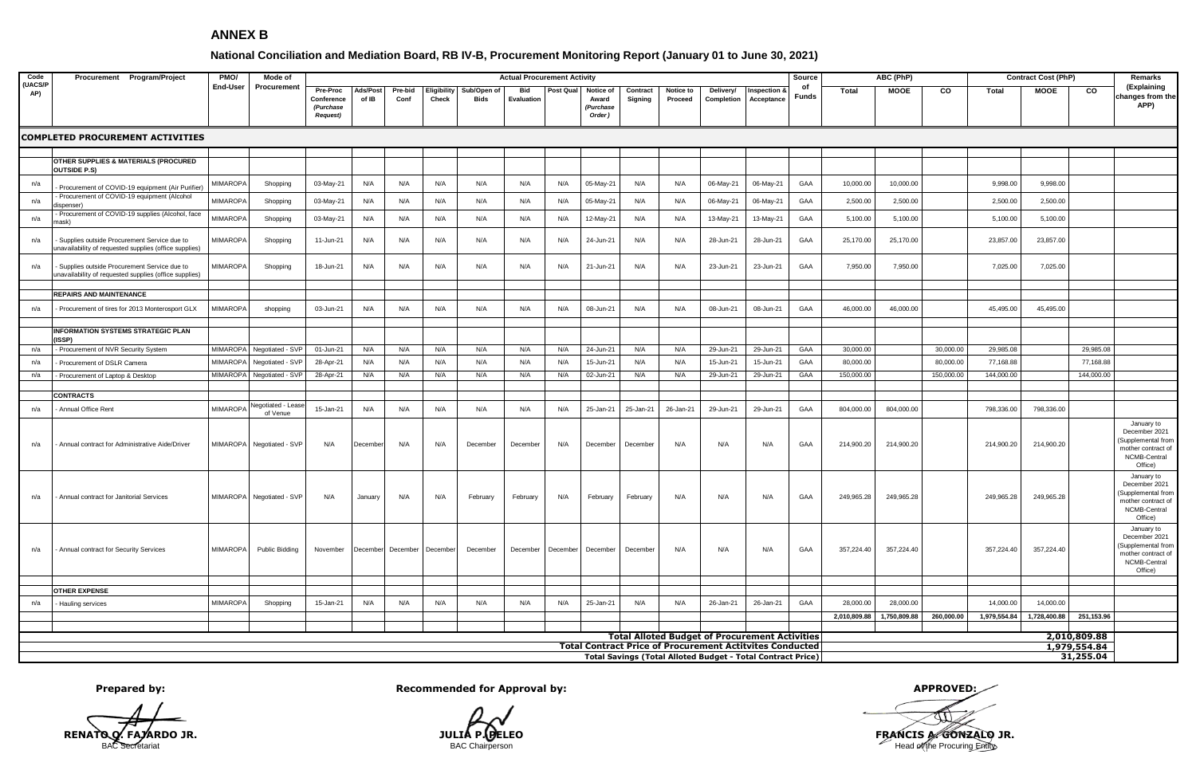# ANNEX B

## National Conciliation and Mediation Board, RB IV-B, Procurement Monitoring Report (January 01 to June 30, 2021)

| Code (UACS/PAP) | Procurement Program/Project | PMO/ End-User | Mode of Procurement | Actual Procurement Activity | | | | | | | | | | | | | Source of Funds | ABC (PhP) | | | Contract Cost (PhP) | | | Remarks (Explaining changes from the APP) |
|---|---|---|---|---|---|---|---|---|---|---|---|---|---|---|---|---|---|---|---|---|---|---|---|---|
| | | | | Pre-Proc Conference (Purchase Request) | Ads/Post of IB | Pre-bid Conf | Eligibility Check | Sub/Open of Bids | Bid Evaluation | Post Qual | Notice of Award (Purchase Order) | Contract Signing | Notice to Proceed | Delivery/ Completion | Inspection & Acceptance | | | Total | MOOE | CO | Total | MOOE | CO | |
| **COMPLETED PROCUREMENT ACTIVITIES** | | | | | | | | | | | | | | | | | | | | | | | | |
| | **OTHER SUPPLIES & MATERIALS (PROCURED OUTSIDE P.S)** | | | | | | | | | | | | | | | | | | | | | | | |
| n/a | - Procurement of COVID-19 equipment (Air Purifier) | MIMAROPA | Shopping | 03-May-21 | N/A | N/A | N/A | N/A | N/A | N/A | 05-May-21 | N/A | N/A | 06-May-21 | 06-May-21 | GAA | 10,000.00 | 10,000.00 | | 9,998.00 | 9,998.00 | | |
| n/a | - Procurement of COVID-19 equipment (Alcohol dispenser) | MIMAROPA | Shopping | 03-May-21 | N/A | N/A | N/A | N/A | N/A | N/A | 05-May-21 | N/A | N/A | 06-May-21 | 06-May-21 | GAA | 2,500.00 | 2,500.00 | | 2,500.00 | 2,500.00 | | |
| n/a | - Procurement of COVID-19 supplies (Alcohol, face mask) | MIMAROPA | Shopping | 03-May-21 | N/A | N/A | N/A | N/A | N/A | N/A | 12-May-21 | N/A | N/A | 13-May-21 | 13-May-21 | GAA | 5,100.00 | 5,100.00 | | 5,100.00 | 5,100.00 | | |
| n/a | - Supplies outside Procurement Service due to unavailability of requested supplies (office supplies) | MIMAROPA | Shopping | 11-Jun-21 | N/A | N/A | N/A | N/A | N/A | N/A | 24-Jun-21 | N/A | N/A | 28-Jun-21 | 28-Jun-21 | GAA | 25,170.00 | 25,170.00 | | 23,857.00 | 23,857.00 | | |
| n/a | - Supplies outside Procurement Service due to unavailability of requested supplies (office supplies) | MIMAROPA | Shopping | 18-Jun-21 | N/A | N/A | N/A | N/A | N/A | N/A | 21-Jun-21 | N/A | N/A | 23-Jun-21 | 23-Jun-21 | GAA | 7,950.00 | 7,950.00 | | 7,025.00 | 7,025.00 | | |
| | **REPAIRS AND MAINTENANCE** | | | | | | | | | | | | | | | | | | | | | | | |
| n/a | - Procurement of tires for 2013 Monterosport GLX | MIMAROPA | shopping | 03-Jun-21 | N/A | N/A | N/A | N/A | N/A | N/A | 08-Jun-21 | N/A | N/A | 08-Jun-21 | 08-Jun-21 | GAA | 46,000.00 | 46,000.00 | | 45,495.00 | 45,495.00 | | |
| | **INFORMATION SYSTEMS STRATEGIC PLAN (ISSP)** | | | | | | | | | | | | | | | | | | | | | | | |
| n/a | - Procurement of NVR Security System | MIMAROPA | Negotiated - SVP | 01-Jun-21 | N/A | N/A | N/A | N/A | N/A | N/A | 24-Jun-21 | N/A | N/A | 29-Jun-21 | 29-Jun-21 | GAA | 30,000.00 | | 30,000.00 | 29,985.08 | | 29,985.08 | |
| n/a | - Procurement of DSLR Camera | MIMAROPA | Negotiated - SVP | 28-Apr-21 | N/A | N/A | N/A | N/A | N/A | N/A | 15-Jun-21 | N/A | N/A | 15-Jun-21 | 15-Jun-21 | GAA | 80,000.00 | | 80,000.00 | 77,168.88 | | 77,168.88 | |
| n/a | - Procurement of Laptop & Desktop | MIMAROPA | Negotiated - SVP | 28-Apr-21 | N/A | N/A | N/A | N/A | N/A | N/A | 02-Jun-21 | N/A | N/A | 29-Jun-21 | 29-Jun-21 | GAA | 150,000.00 | | 150,000.00 | 144,000.00 | | 144,000.00 | |
| | **CONTRACTS** | | | | | | | | | | | | | | | | | | | | | | | |
| n/a | - Annual Office Rent | MIMAROPA | Negotiated - Lease of Venue | 15-Jan-21 | N/A | N/A | N/A | N/A | N/A | N/A | 25-Jan-21 | 25-Jan-21 | 26-Jan-21 | 29-Jun-21 | 29-Jun-21 | GAA | 804,000.00 | 804,000.00 | | 798,336.00 | 798,336.00 | | |
| n/a | - Annual contract for Administrative Aide/Driver | MIMAROPA | Negotiated - SVP | N/A | December | N/A | N/A | December | December | N/A | December | December | N/A | N/A | N/A | GAA | 214,900.20 | 214,900.20 | | 214,900.20 | 214,900.20 | | January to December 2021 (Supplemental from mother contract of NCMB-Central Office) |
| n/a | - Annual contract for Janitorial Services | MIMAROPA | Negotiated - SVP | N/A | January | N/A | N/A | February | February | N/A | February | February | N/A | N/A | N/A | GAA | 249,965.28 | 249,965.28 | | 249,965.28 | 249,965.28 | | January to December 2021 (Supplemental from mother contract of NCMB-Central Office) |
| n/a | - Annual contract for Security Services | MIMAROPA | Public Bidding | November | December | December | December | December | December | December | December | December | N/A | N/A | N/A | GAA | 357,224.40 | 357,224.40 | | 357,224.40 | 357,224.40 | | January to December 2021 (Supplemental from mother contract of NCMB-Central Office) |
| | **OTHER EXPENSE** | | | | | | | | | | | | | | | | | | | | | | | |
| n/a | - Hauling services | MIMAROPA | Shopping | 15-Jan-21 | N/A | N/A | N/A | N/A | N/A | N/A | 25-Jan-21 | N/A | N/A | 26-Jan-21 | 26-Jan-21 | GAA | 28,000.00 | 28,000.00 | | 14,000.00 | 14,000.00 | | |
| | | | | | | | | | | | | | | | | | 2,010,809.88 | 1,750,809.88 | 260,000.00 | 1,979,554.84 | 1,728,400.88 | 251,153.96 | |
| | | | | | | | | | | | | | | | **Total Alloted Budget of Procurement Activities** | | | | | | **2,010,809.88** | | |
| | | | | | | | | | | | | | | | **Total Contract Price of Procurement Actitvites Conducted** | | | | | | **1,979,554.84** | | |
| | | | | | | | | | | | | | | | **Total Savings (Total Alloted Budget - Total Contract Price)** | | | | | | **31,255.04** | | |

**Prepared by:**

**RENATO Q. FAJARDO JR.**
BAC Secretariat

**Recommended for Approval by:**

**JULIA P. PELEO**
BAC Chairperson

**APPROVED:**

**FRANCIS A. GONZALO JR.**
Head of the Procuring Entity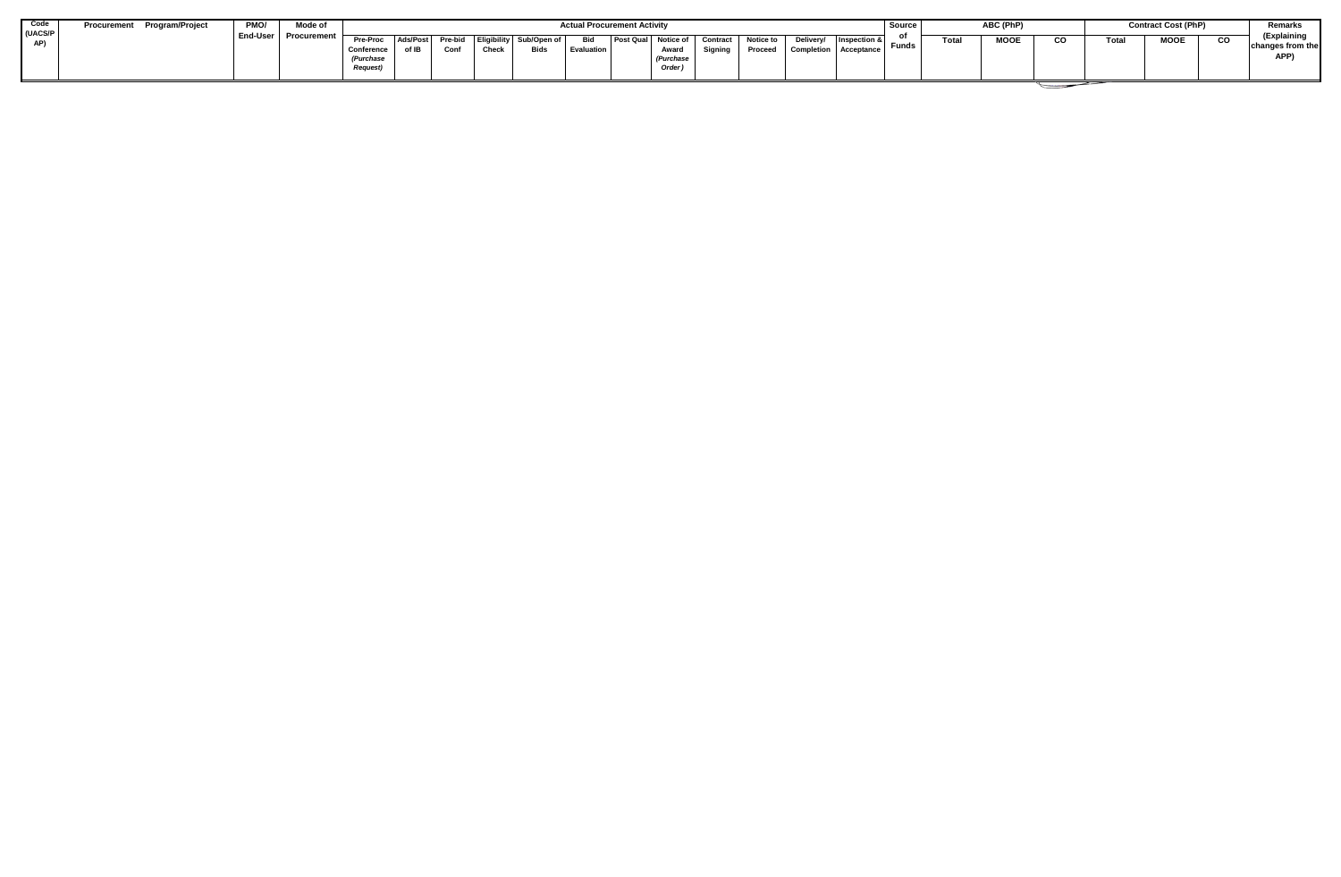| Code (UACS/PAP) | Procurement Program/Project | PMO/ End-User | Mode of Procurement | Actual Procurement Activity | | | | | | | | | | | | Source of Funds | ABC (PhP) | | | Contract Cost (PhP) | | | Remarks (Explaining changes from the APP) |
|---|---|---|---|---|---|---|---|---|---|---|---|---|---|---|---|---|---|---|---|---|---|---|---|
| | | | | Pre-Proc Conference *(Purchase Request)* | Ads/Post of IB | Pre-bid Conf | Eligibility Check | Sub/Open of Bids | Bid Evaluation | Post Qual | Notice of Award *(Purchase Order)* | Contract Signing | Notice to Proceed | Delivery/ Completion | Inspection & Acceptance | | Total | MOOE | CO | Total | MOOE | CO | |